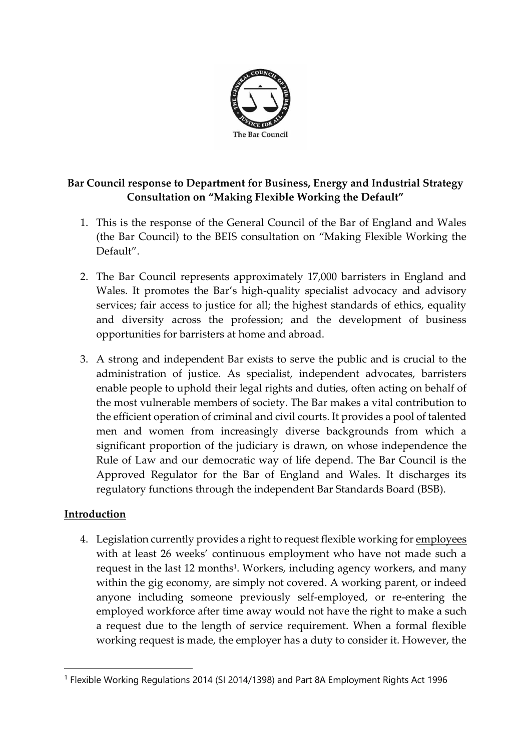**Bar Council response to Department for Business, Energy and Industrial Strategy Consultation on "Making Flexible Working the Default"**

1. This is the response of the General Council of the Bar of England and Wales (the Bar Council) to the BEIS consultation on "Making Flexible Working the Default".

2. The Bar Council represents approximately 17,000 barristers in England and Wales. It promotes the Bar's high-quality specialist advocacy and advisory services; fair access to justice for all; the highest standards of ethics, equality and diversity across the profession; and the development of business opportunities for barristers at home and abroad.

3. A strong and independent Bar exists to serve the public and is crucial to the administration of justice. As specialist, independent advocates, barristers enable people to uphold their legal rights and duties, often acting on behalf of the most vulnerable members of society. The Bar makes a vital contribution to the efficient operation of criminal and civil courts. It provides a pool of talented men and women from increasingly diverse backgrounds from which a significant proportion of the judiciary is drawn, on whose independence the Rule of Law and our democratic way of life depend. The Bar Council is the Approved Regulator for the Bar of England and Wales. It discharges its regulatory functions through the independent Bar Standards Board (BSB).

## Introduction

4. Legislation currently provides a right to request flexible working for employees with at least 26 weeks' continuous employment who have not made such a request in the last 12 months[1]. Workers, including agency workers, and many within the gig economy, are simply not covered. A working parent, or indeed anyone including someone previously self-employed, or re-entering the employed workforce after time away would not have the right to make a such a request due to the length of service requirement. When a formal flexible working request is made, the employer has a duty to consider it. However, the

[1] Flexible Working Regulations 2014 (SI 2014/1398) and Part 8A Employment Rights Act 1996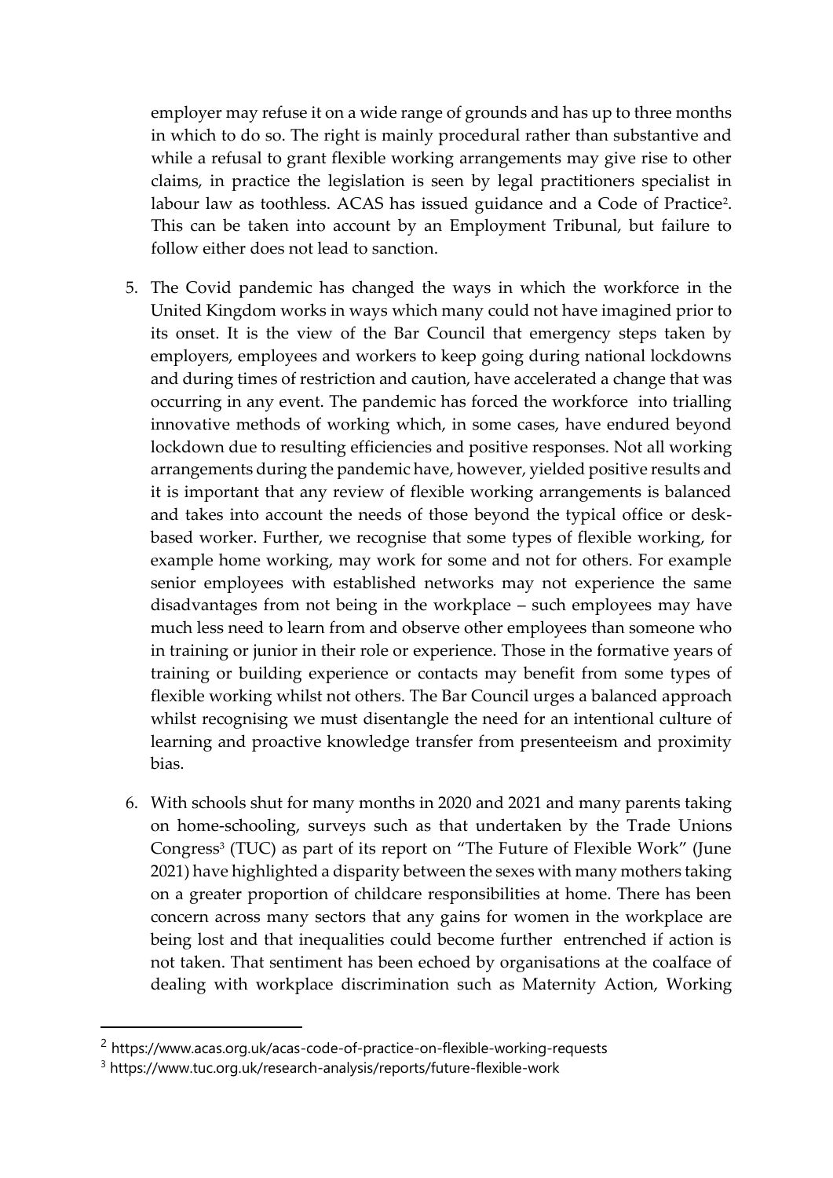employer may refuse it on a wide range of grounds and has up to three months in which to do so. The right is mainly procedural rather than substantive and while a refusal to grant flexible working arrangements may give rise to other claims, in practice the legislation is seen by legal practitioners specialist in labour law as toothless. ACAS has issued guidance and a Code of Practice[2]. This can be taken into account by an Employment Tribunal, but failure to follow either does not lead to sanction.

5. The Covid pandemic has changed the ways in which the workforce in the United Kingdom works in ways which many could not have imagined prior to its onset. It is the view of the Bar Council that emergency steps taken by employers, employees and workers to keep going during national lockdowns and during times of restriction and caution, have accelerated a change that was occurring in any event. The pandemic has forced the workforce into trialling innovative methods of working which, in some cases, have endured beyond lockdown due to resulting efficiencies and positive responses. Not all working arrangements during the pandemic have, however, yielded positive results and it is important that any review of flexible working arrangements is balanced and takes into account the needs of those beyond the typical office or desk-based worker. Further, we recognise that some types of flexible working, for example home working, may work for some and not for others. For example senior employees with established networks may not experience the same disadvantages from not being in the workplace – such employees may have much less need to learn from and observe other employees than someone who in training or junior in their role or experience. Those in the formative years of training or building experience or contacts may benefit from some types of flexible working whilst not others. The Bar Council urges a balanced approach whilst recognising we must disentangle the need for an intentional culture of learning and proactive knowledge transfer from presenteeism and proximity bias.

6. With schools shut for many months in 2020 and 2021 and many parents taking on home-schooling, surveys such as that undertaken by the Trade Unions Congress[3] (TUC) as part of its report on "The Future of Flexible Work" (June 2021) have highlighted a disparity between the sexes with many mothers taking on a greater proportion of childcare responsibilities at home. There has been concern across many sectors that any gains for women in the workplace are being lost and that inequalities could become further entrenched if action is not taken. That sentiment has been echoed by organisations at the coalface of dealing with workplace discrimination such as Maternity Action, Working

---

[2] https://www.acas.org.uk/acas-code-of-practice-on-flexible-working-requests

[3] https://www.tuc.org.uk/research-analysis/reports/future-flexible-work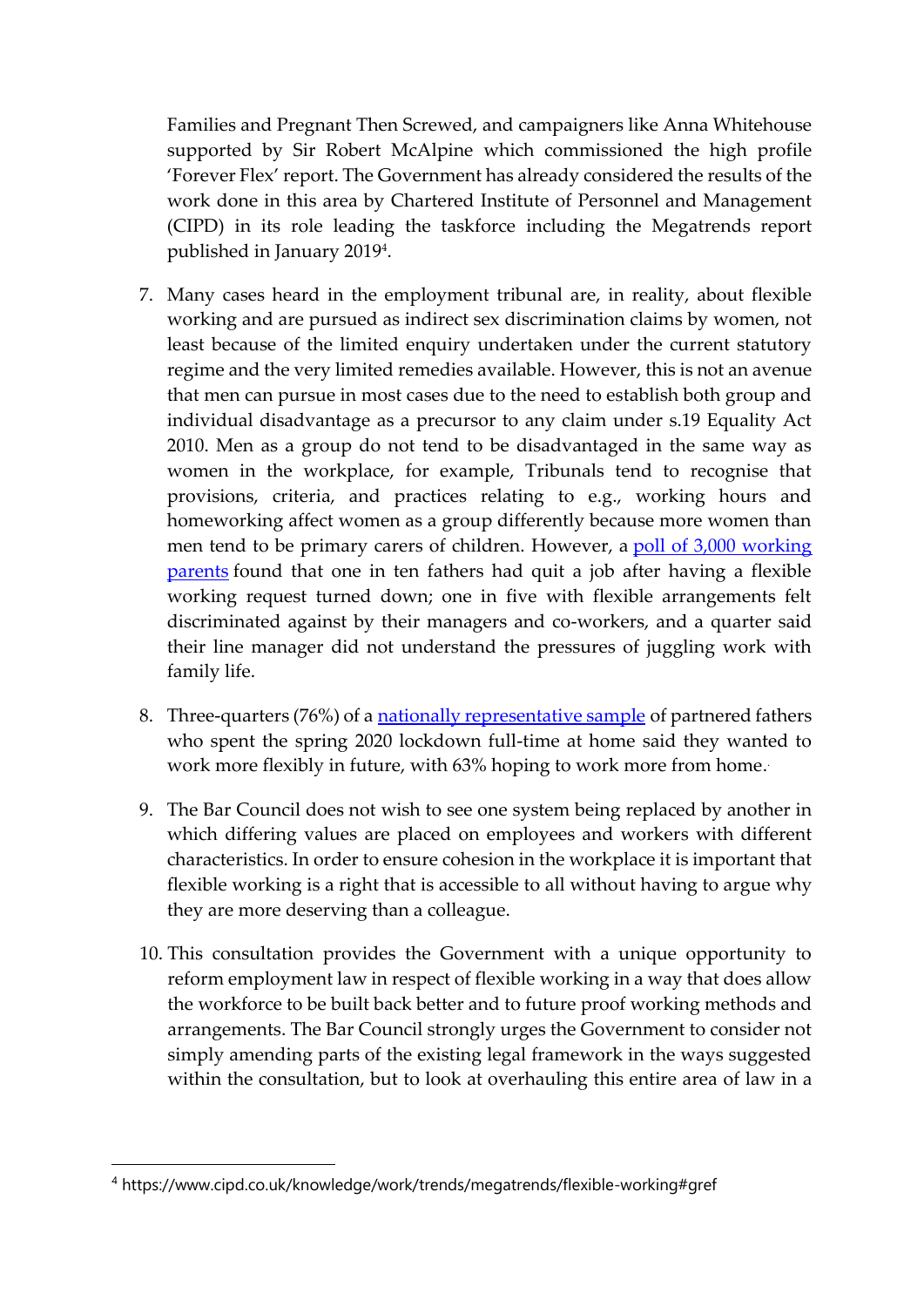Families and Pregnant Then Screwed, and campaigners like Anna Whitehouse supported by Sir Robert McAlpine which commissioned the high profile 'Forever Flex' report. The Government has already considered the results of the work done in this area by Chartered Institute of Personnel and Management (CIPD) in its role leading the taskforce including the Megatrends report published in January 2019[4].

7. Many cases heard in the employment tribunal are, in reality, about flexible working and are pursued as indirect sex discrimination claims by women, not least because of the limited enquiry undertaken under the current statutory regime and the very limited remedies available. However, this is not an avenue that men can pursue in most cases due to the need to establish both group and individual disadvantage as a precursor to any claim under s.19 Equality Act 2010. Men as a group do not tend to be disadvantaged in the same way as women in the workplace, for example, Tribunals tend to recognise that provisions, criteria, and practices relating to e.g., working hours and homeworking affect women as a group differently because more women than men tend to be primary carers of children. However, a poll of 3,000 working parents found that one in ten fathers had quit a job after having a flexible working request turned down; one in five with flexible arrangements felt discriminated against by their managers and co-workers, and a quarter said their line manager did not understand the pressures of juggling work with family life.

8. Three-quarters (76%) of a nationally representative sample of partnered fathers who spent the spring 2020 lockdown full-time at home said they wanted to work more flexibly in future, with 63% hoping to work more from home.

9. The Bar Council does not wish to see one system being replaced by another in which differing values are placed on employees and workers with different characteristics. In order to ensure cohesion in the workplace it is important that flexible working is a right that is accessible to all without having to argue why they are more deserving than a colleague.

10. This consultation provides the Government with a unique opportunity to reform employment law in respect of flexible working in a way that does allow the workforce to be built back better and to future proof working methods and arrangements. The Bar Council strongly urges the Government to consider not simply amending parts of the existing legal framework in the ways suggested within the consultation, but to look at overhauling this entire area of law in a

---

[4] https://www.cipd.co.uk/knowledge/work/trends/megatrends/flexible-working#gref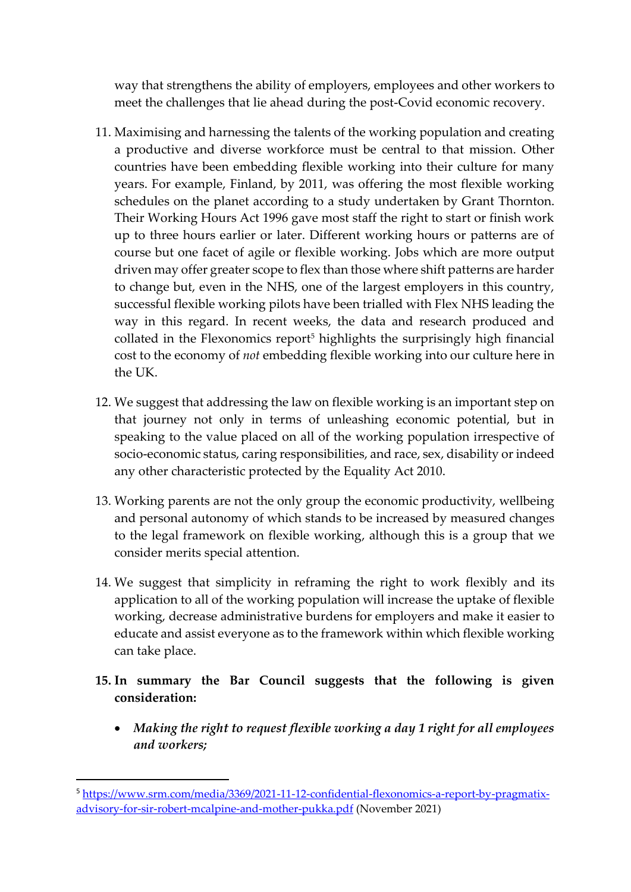way that strengthens the ability of employers, employees and other workers to meet the challenges that lie ahead during the post-Covid economic recovery.

11. Maximising and harnessing the talents of the working population and creating a productive and diverse workforce must be central to that mission. Other countries have been embedding flexible working into their culture for many years. For example, Finland, by 2011, was offering the most flexible working schedules on the planet according to a study undertaken by Grant Thornton. Their Working Hours Act 1996 gave most staff the right to start or finish work up to three hours earlier or later. Different working hours or patterns are of course but one facet of agile or flexible working. Jobs which are more output driven may offer greater scope to flex than those where shift patterns are harder to change but, even in the NHS, one of the largest employers in this country, successful flexible working pilots have been trialled with Flex NHS leading the way in this regard. In recent weeks, the data and research produced and collated in the Flexonomics report[5] highlights the surprisingly high financial cost to the economy of *not* embedding flexible working into our culture here in the UK.

12. We suggest that addressing the law on flexible working is an important step on that journey not only in terms of unleashing economic potential, but in speaking to the value placed on all of the working population irrespective of socio-economic status, caring responsibilities, and race, sex, disability or indeed any other characteristic protected by the Equality Act 2010.

13. Working parents are not the only group the economic productivity, wellbeing and personal autonomy of which stands to be increased by measured changes to the legal framework on flexible working, although this is a group that we consider merits special attention.

14. We suggest that simplicity in reframing the right to work flexibly and its application to all of the working population will increase the uptake of flexible working, decrease administrative burdens for employers and make it easier to educate and assist everyone as to the framework within which flexible working can take place.

15. **In summary the Bar Council suggests that the following is given consideration:**

    - ***Making the right to request flexible working a day 1 right for all employees and workers;***

---

[5] https://www.srm.com/media/3369/2021-11-12-confidential-flexonomics-a-report-by-pragmatix-advisory-for-sir-robert-mcalpine-and-mother-pukka.pdf (November 2021)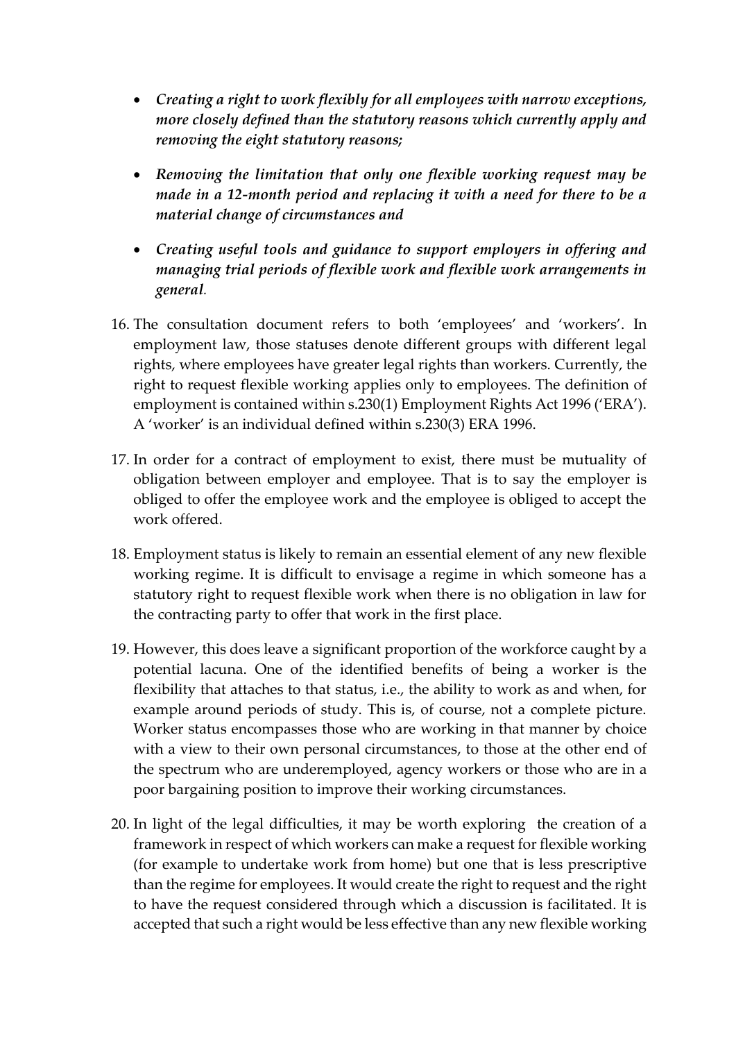- ***Creating a right to work flexibly for all employees with narrow exceptions, more closely defined than the statutory reasons which currently apply and removing the eight statutory reasons;***

- ***Removing the limitation that only one flexible working request may be made in a 12-month period and replacing it with a need for there to be a material change of circumstances and***

- ***Creating useful tools and guidance to support employers in offering and managing trial periods of flexible work and flexible work arrangements in general.***

16. The consultation document refers to both 'employees' and 'workers'. In employment law, those statuses denote different groups with different legal rights, where employees have greater legal rights than workers. Currently, the right to request flexible working applies only to employees. The definition of employment is contained within s.230(1) Employment Rights Act 1996 ('ERA'). A 'worker' is an individual defined within s.230(3) ERA 1996.

17. In order for a contract of employment to exist, there must be mutuality of obligation between employer and employee. That is to say the employer is obliged to offer the employee work and the employee is obliged to accept the work offered.

18. Employment status is likely to remain an essential element of any new flexible working regime. It is difficult to envisage a regime in which someone has a statutory right to request flexible work when there is no obligation in law for the contracting party to offer that work in the first place.

19. However, this does leave a significant proportion of the workforce caught by a potential lacuna. One of the identified benefits of being a worker is the flexibility that attaches to that status, i.e., the ability to work as and when, for example around periods of study. This is, of course, not a complete picture. Worker status encompasses those who are working in that manner by choice with a view to their own personal circumstances, to those at the other end of the spectrum who are underemployed, agency workers or those who are in a poor bargaining position to improve their working circumstances.

20. In light of the legal difficulties, it may be worth exploring the creation of a framework in respect of which workers can make a request for flexible working (for example to undertake work from home) but one that is less prescriptive than the regime for employees. It would create the right to request and the right to have the request considered through which a discussion is facilitated. It is accepted that such a right would be less effective than any new flexible working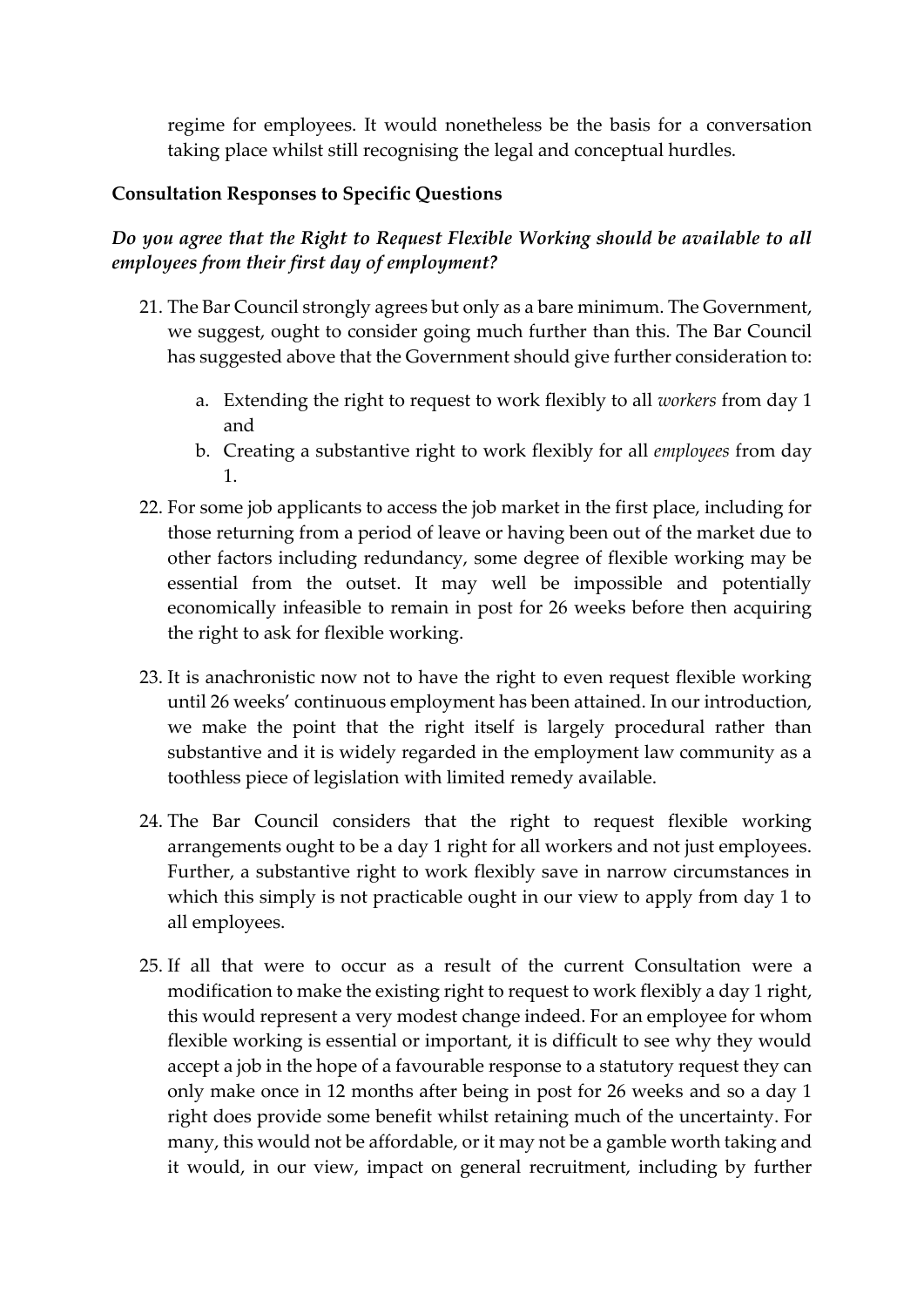regime for employees. It would nonetheless be the basis for a conversation taking place whilst still recognising the legal and conceptual hurdles.

**Consultation Responses to Specific Questions**

***Do you agree that the Right to Request Flexible Working should be available to all employees from their first day of employment?***

21. The Bar Council strongly agrees but only as a bare minimum. The Government, we suggest, ought to consider going much further than this. The Bar Council has suggested above that the Government should give further consideration to:

    a. Extending the right to request to work flexibly to all *workers* from day 1 and
    b. Creating a substantive right to work flexibly for all *employees* from day 1.

22. For some job applicants to access the job market in the first place, including for those returning from a period of leave or having been out of the market due to other factors including redundancy, some degree of flexible working may be essential from the outset. It may well be impossible and potentially economically infeasible to remain in post for 26 weeks before then acquiring the right to ask for flexible working.

23. It is anachronistic now not to have the right to even request flexible working until 26 weeks' continuous employment has been attained. In our introduction, we make the point that the right itself is largely procedural rather than substantive and it is widely regarded in the employment law community as a toothless piece of legislation with limited remedy available.

24. The Bar Council considers that the right to request flexible working arrangements ought to be a day 1 right for all workers and not just employees. Further, a substantive right to work flexibly save in narrow circumstances in which this simply is not practicable ought in our view to apply from day 1 to all employees.

25. If all that were to occur as a result of the current Consultation were a modification to make the existing right to request to work flexibly a day 1 right, this would represent a very modest change indeed. For an employee for whom flexible working is essential or important, it is difficult to see why they would accept a job in the hope of a favourable response to a statutory request they can only make once in 12 months after being in post for 26 weeks and so a day 1 right does provide some benefit whilst retaining much of the uncertainty. For many, this would not be affordable, or it may not be a gamble worth taking and it would, in our view, impact on general recruitment, including by further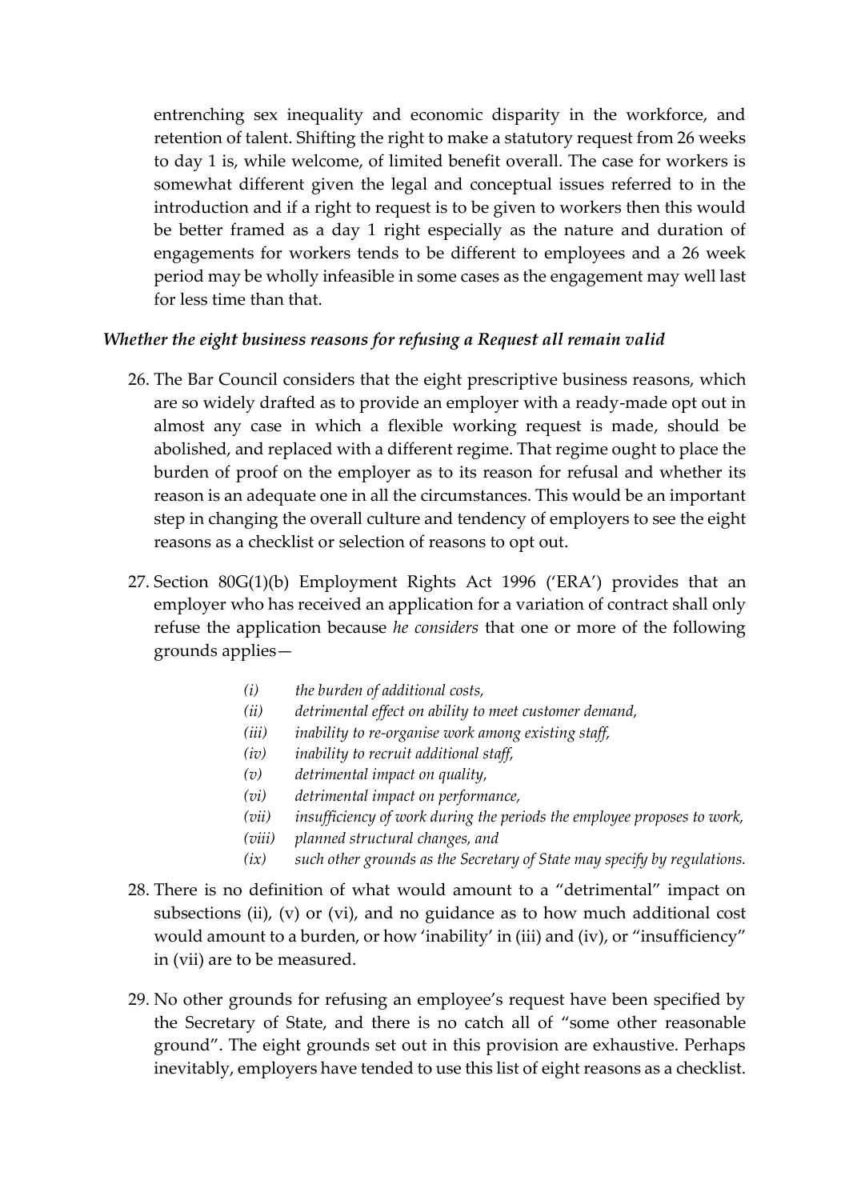entrenching sex inequality and economic disparity in the workforce, and retention of talent. Shifting the right to make a statutory request from 26 weeks to day 1 is, while welcome, of limited benefit overall. The case for workers is somewhat different given the legal and conceptual issues referred to in the introduction and if a right to request is to be given to workers then this would be better framed as a day 1 right especially as the nature and duration of engagements for workers tends to be different to employees and a 26 week period may be wholly infeasible in some cases as the engagement may well last for less time than that.

*Whether the eight business reasons for refusing a Request all remain valid*

26. The Bar Council considers that the eight prescriptive business reasons, which are so widely drafted as to provide an employer with a ready-made opt out in almost any case in which a flexible working request is made, should be abolished, and replaced with a different regime. That regime ought to place the burden of proof on the employer as to its reason for refusal and whether its reason is an adequate one in all the circumstances. This would be an important step in changing the overall culture and tendency of employers to see the eight reasons as a checklist or selection of reasons to opt out.

27. Section 80G(1)(b) Employment Rights Act 1996 ('ERA') provides that an employer who has received an application for a variation of contract shall only refuse the application because *he considers* that one or more of the following grounds applies—

    - *(i) the burden of additional costs,*
    - *(ii) detrimental effect on ability to meet customer demand,*
    - *(iii) inability to re-organise work among existing staff,*
    - *(iv) inability to recruit additional staff,*
    - *(v) detrimental impact on quality,*
    - *(vi) detrimental impact on performance,*
    - *(vii) insufficiency of work during the periods the employee proposes to work,*
    - *(viii) planned structural changes, and*
    - *(ix) such other grounds as the Secretary of State may specify by regulations.*

28. There is no definition of what would amount to a "detrimental" impact on subsections (ii), (v) or (vi), and no guidance as to how much additional cost would amount to a burden, or how 'inability' in (iii) and (iv), or "insufficiency" in (vii) are to be measured.

29. No other grounds for refusing an employee's request have been specified by the Secretary of State, and there is no catch all of "some other reasonable ground". The eight grounds set out in this provision are exhaustive. Perhaps inevitably, employers have tended to use this list of eight reasons as a checklist.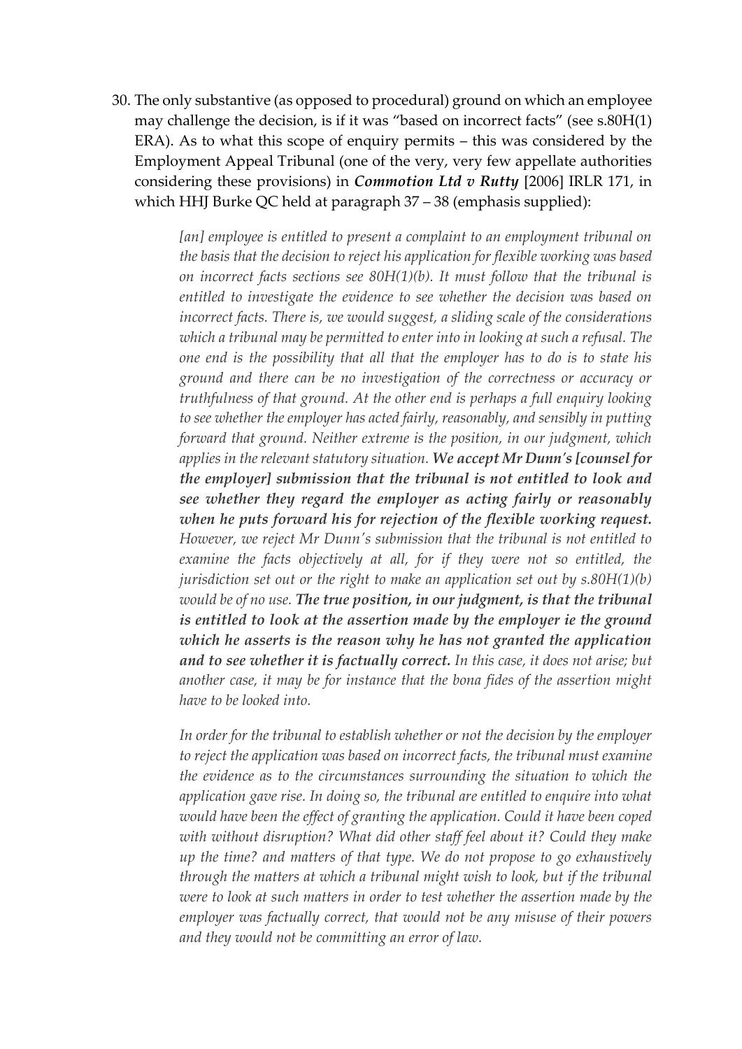30. The only substantive (as opposed to procedural) ground on which an employee may challenge the decision, is if it was "based on incorrect facts" (see s.80H(1) ERA). As to what this scope of enquiry permits – this was considered by the Employment Appeal Tribunal (one of the very, very few appellate authorities considering these provisions) in ***Commotion Ltd v Rutty*** [2006] IRLR 171, in which HHJ Burke QC held at paragraph 37 – 38 (emphasis supplied):

> *[an] employee is entitled to present a complaint to an employment tribunal on the basis that the decision to reject his application for flexible working was based on incorrect facts sections see 80H(1)(b). It must follow that the tribunal is entitled to investigate the evidence to see whether the decision was based on incorrect facts. There is, we would suggest, a sliding scale of the considerations which a tribunal may be permitted to enter into in looking at such a refusal. The one end is the possibility that all that the employer has to do is to state his ground and there can be no investigation of the correctness or accuracy or truthfulness of that ground. At the other end is perhaps a full enquiry looking to see whether the employer has acted fairly, reasonably, and sensibly in putting forward that ground. Neither extreme is the position, in our judgment, which applies in the relevant statutory situation.* ***We accept Mr Dunn's [counsel for the employer] submission that the tribunal is not entitled to look and see whether they regard the employer as acting fairly or reasonably when he puts forward his for rejection of the flexible working request.*** *However, we reject Mr Dunn's submission that the tribunal is not entitled to examine the facts objectively at all, for if they were not so entitled, the jurisdiction set out or the right to make an application set out by s.80H(1)(b) would be of no use.* ***The true position, in our judgment, is that the tribunal is entitled to look at the assertion made by the employer ie the ground which he asserts is the reason why he has not granted the application and to see whether it is factually correct.*** *In this case, it does not arise; but another case, it may be for instance that the bona fides of the assertion might have to be looked into.*
>
> *In order for the tribunal to establish whether or not the decision by the employer to reject the application was based on incorrect facts, the tribunal must examine the evidence as to the circumstances surrounding the situation to which the application gave rise. In doing so, the tribunal are entitled to enquire into what would have been the effect of granting the application. Could it have been coped with without disruption? What did other staff feel about it? Could they make up the time? and matters of that type. We do not propose to go exhaustively through the matters at which a tribunal might wish to look, but if the tribunal were to look at such matters in order to test whether the assertion made by the employer was factually correct, that would not be any misuse of their powers and they would not be committing an error of law.*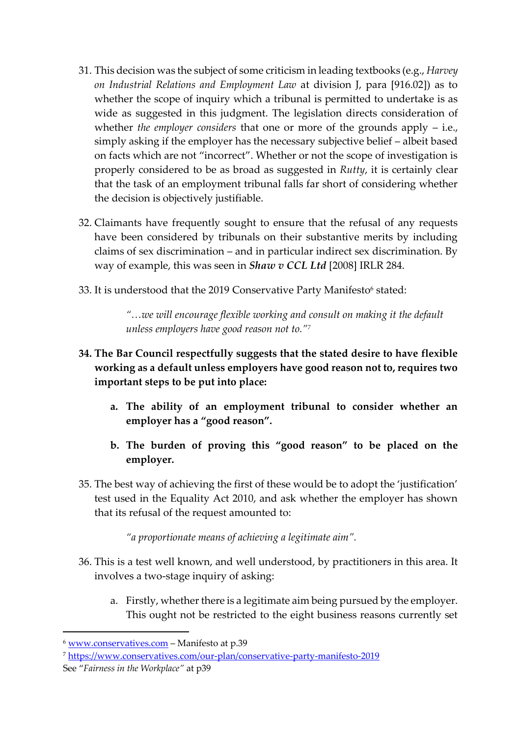31. This decision was the subject of some criticism in leading textbooks (e.g., *Harvey on Industrial Relations and Employment Law* at division J, para [916.02]) as to whether the scope of inquiry which a tribunal is permitted to undertake is as wide as suggested in this judgment. The legislation directs consideration of whether *the employer considers* that one or more of the grounds apply – i.e., simply asking if the employer has the necessary subjective belief – albeit based on facts which are not "incorrect". Whether or not the scope of investigation is properly considered to be as broad as suggested in *Rutty*, it is certainly clear that the task of an employment tribunal falls far short of considering whether the decision is objectively justifiable.

32. Claimants have frequently sought to ensure that the refusal of any requests have been considered by tribunals on their substantive merits by including claims of sex discrimination – and in particular indirect sex discrimination. By way of example, this was seen in ***Shaw v CCL Ltd*** [2008] IRLR 284.

33. It is understood that the 2019 Conservative Party Manifesto[6] stated:

> *"…we will encourage flexible working and consult on making it the default unless employers have good reason not to."*[7]

34. **The Bar Council respectfully suggests that the stated desire to have flexible working as a default unless employers have good reason not to, requires two important steps to be put into place:**

    a. **The ability of an employment tribunal to consider whether an employer has a "good reason".**

    b. **The burden of proving this "good reason" to be placed on the employer.**

35. The best way of achieving the first of these would be to adopt the 'justification' test used in the Equality Act 2010, and ask whether the employer has shown that its refusal of the request amounted to:

> *"a proportionate means of achieving a legitimate aim".*

36. This is a test well known, and well understood, by practitioners in this area. It involves a two-stage inquiry of asking:

    a. Firstly, whether there is a legitimate aim being pursued by the employer. This ought not be restricted to the eight business reasons currently set

---

[6] www.conservatives.com – Manifesto at p.39

[7] https://www.conservatives.com/our-plan/conservative-party-manifesto-2019
See "*Fairness in the Workplace"* at p39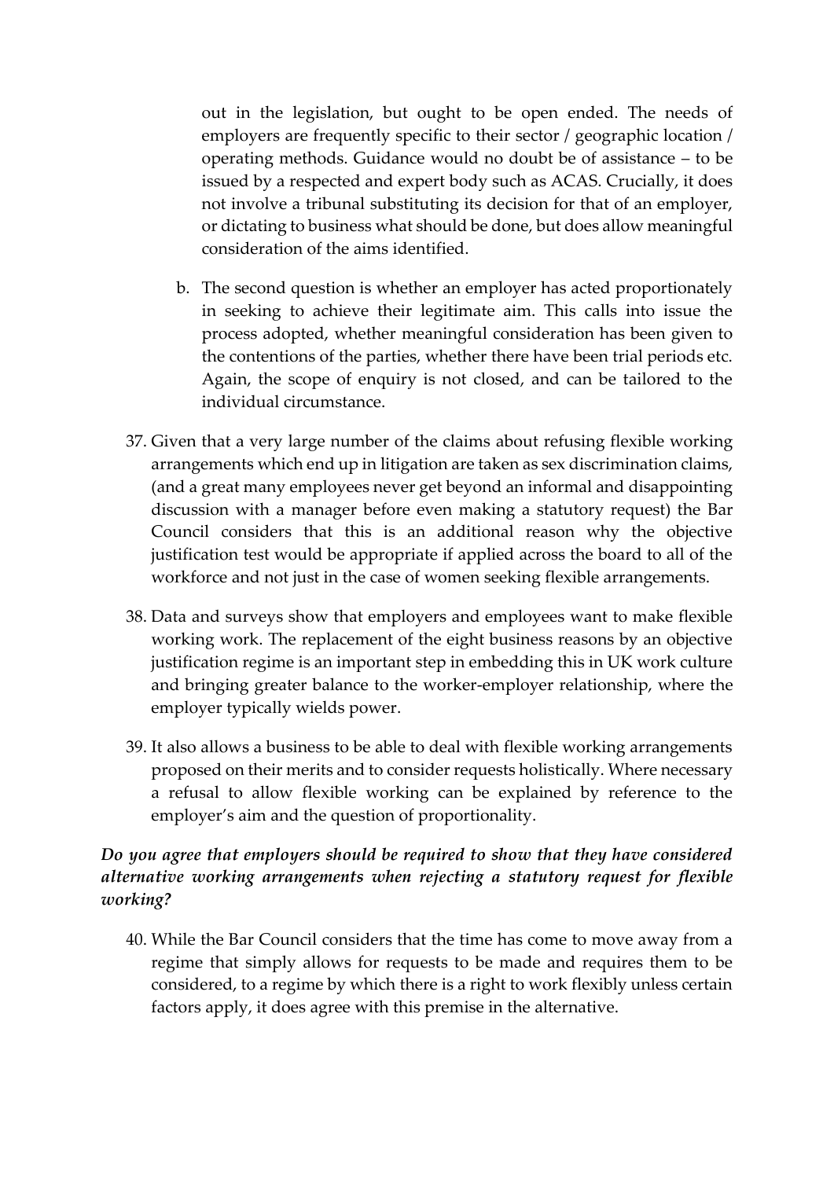out in the legislation, but ought to be open ended. The needs of employers are frequently specific to their sector / geographic location / operating methods. Guidance would no doubt be of assistance – to be issued by a respected and expert body such as ACAS. Crucially, it does not involve a tribunal substituting its decision for that of an employer, or dictating to business what should be done, but does allow meaningful consideration of the aims identified.

   b. The second question is whether an employer has acted proportionately in seeking to achieve their legitimate aim. This calls into issue the process adopted, whether meaningful consideration has been given to the contentions of the parties, whether there have been trial periods etc. Again, the scope of enquiry is not closed, and can be tailored to the individual circumstance.

37. Given that a very large number of the claims about refusing flexible working arrangements which end up in litigation are taken as sex discrimination claims, (and a great many employees never get beyond an informal and disappointing discussion with a manager before even making a statutory request) the Bar Council considers that this is an additional reason why the objective justification test would be appropriate if applied across the board to all of the workforce and not just in the case of women seeking flexible arrangements.

38. Data and surveys show that employers and employees want to make flexible working work. The replacement of the eight business reasons by an objective justification regime is an important step in embedding this in UK work culture and bringing greater balance to the worker-employer relationship, where the employer typically wields power.

39. It also allows a business to be able to deal with flexible working arrangements proposed on their merits and to consider requests holistically. Where necessary a refusal to allow flexible working can be explained by reference to the employer's aim and the question of proportionality.

***Do you agree that employers should be required to show that they have considered alternative working arrangements when rejecting a statutory request for flexible working?***

40. While the Bar Council considers that the time has come to move away from a regime that simply allows for requests to be made and requires them to be considered, to a regime by which there is a right to work flexibly unless certain factors apply, it does agree with this premise in the alternative.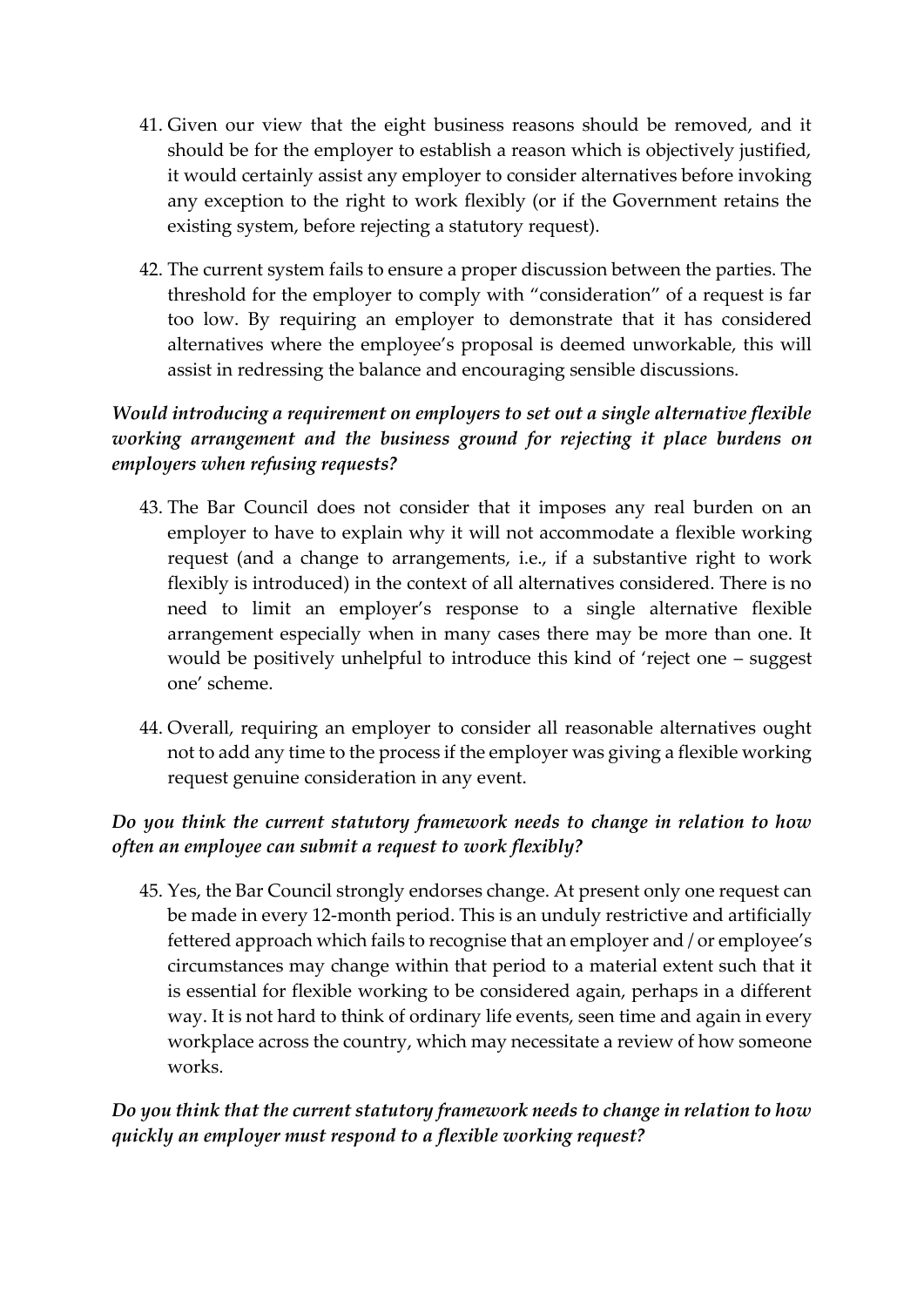41. Given our view that the eight business reasons should be removed, and it should be for the employer to establish a reason which is objectively justified, it would certainly assist any employer to consider alternatives before invoking any exception to the right to work flexibly (or if the Government retains the existing system, before rejecting a statutory request).

42. The current system fails to ensure a proper discussion between the parties. The threshold for the employer to comply with "consideration" of a request is far too low. By requiring an employer to demonstrate that it has considered alternatives where the employee's proposal is deemed unworkable, this will assist in redressing the balance and encouraging sensible discussions.

***Would introducing a requirement on employers to set out a single alternative flexible working arrangement and the business ground for rejecting it place burdens on employers when refusing requests?***

43. The Bar Council does not consider that it imposes any real burden on an employer to have to explain why it will not accommodate a flexible working request (and a change to arrangements, i.e., if a substantive right to work flexibly is introduced) in the context of all alternatives considered. There is no need to limit an employer's response to a single alternative flexible arrangement especially when in many cases there may be more than one. It would be positively unhelpful to introduce this kind of 'reject one – suggest one' scheme.

44. Overall, requiring an employer to consider all reasonable alternatives ought not to add any time to the process if the employer was giving a flexible working request genuine consideration in any event.

***Do you think the current statutory framework needs to change in relation to how often an employee can submit a request to work flexibly?***

45. Yes, the Bar Council strongly endorses change. At present only one request can be made in every 12-month period. This is an unduly restrictive and artificially fettered approach which fails to recognise that an employer and / or employee's circumstances may change within that period to a material extent such that it is essential for flexible working to be considered again, perhaps in a different way. It is not hard to think of ordinary life events, seen time and again in every workplace across the country, which may necessitate a review of how someone works.

***Do you think that the current statutory framework needs to change in relation to how quickly an employer must respond to a flexible working request?***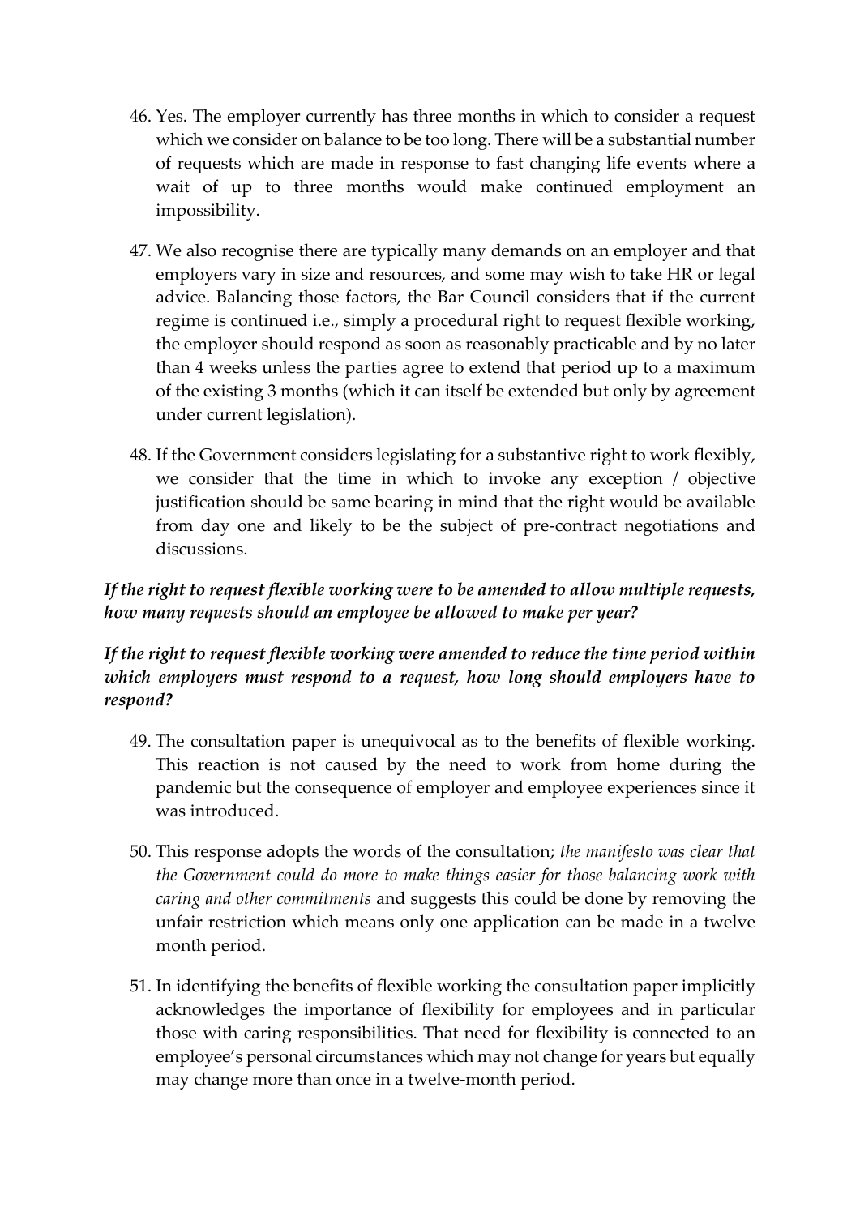46. Yes. The employer currently has three months in which to consider a request which we consider on balance to be too long. There will be a substantial number of requests which are made in response to fast changing life events where a wait of up to three months would make continued employment an impossibility.

47. We also recognise there are typically many demands on an employer and that employers vary in size and resources, and some may wish to take HR or legal advice. Balancing those factors, the Bar Council considers that if the current regime is continued i.e., simply a procedural right to request flexible working, the employer should respond as soon as reasonably practicable and by no later than 4 weeks unless the parties agree to extend that period up to a maximum of the existing 3 months (which it can itself be extended but only by agreement under current legislation).

48. If the Government considers legislating for a substantive right to work flexibly, we consider that the time in which to invoke any exception / objective justification should be same bearing in mind that the right would be available from day one and likely to be the subject of pre-contract negotiations and discussions.

***If the right to request flexible working were to be amended to allow multiple requests, how many requests should an employee be allowed to make per year?***

***If the right to request flexible working were amended to reduce the time period within which employers must respond to a request, how long should employers have to respond?***

49. The consultation paper is unequivocal as to the benefits of flexible working. This reaction is not caused by the need to work from home during the pandemic but the consequence of employer and employee experiences since it was introduced.

50. This response adopts the words of the consultation; *the manifesto was clear that the Government could do more to make things easier for those balancing work with caring and other commitments* and suggests this could be done by removing the unfair restriction which means only one application can be made in a twelve month period.

51. In identifying the benefits of flexible working the consultation paper implicitly acknowledges the importance of flexibility for employees and in particular those with caring responsibilities. That need for flexibility is connected to an employee's personal circumstances which may not change for years but equally may change more than once in a twelve-month period.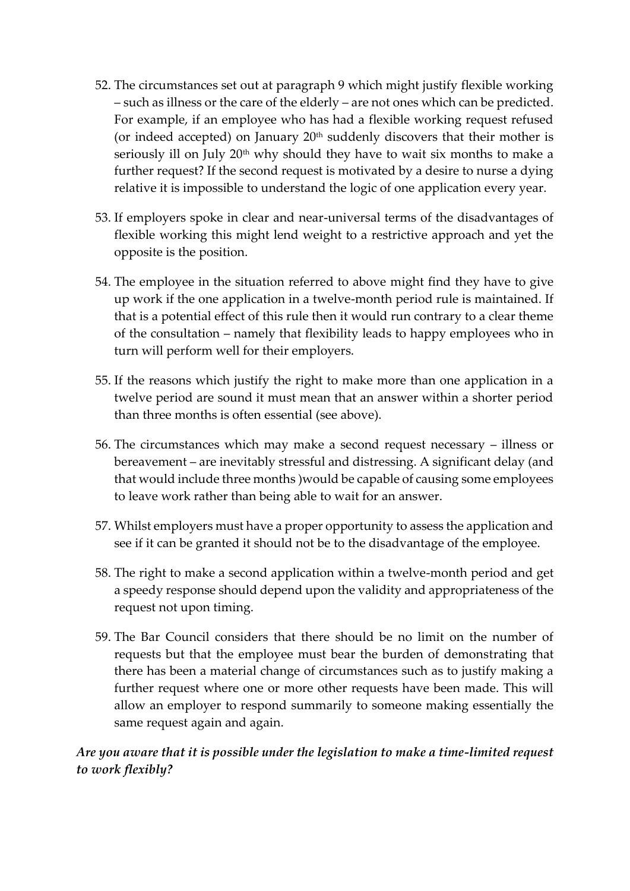52. The circumstances set out at paragraph 9 which might justify flexible working – such as illness or the care of the elderly – are not ones which can be predicted. For example, if an employee who has had a flexible working request refused (or indeed accepted) on January 20th suddenly discovers that their mother is seriously ill on July 20th why should they have to wait six months to make a further request? If the second request is motivated by a desire to nurse a dying relative it is impossible to understand the logic of one application every year.

53. If employers spoke in clear and near-universal terms of the disadvantages of flexible working this might lend weight to a restrictive approach and yet the opposite is the position.

54. The employee in the situation referred to above might find they have to give up work if the one application in a twelve-month period rule is maintained. If that is a potential effect of this rule then it would run contrary to a clear theme of the consultation – namely that flexibility leads to happy employees who in turn will perform well for their employers.

55. If the reasons which justify the right to make more than one application in a twelve period are sound it must mean that an answer within a shorter period than three months is often essential (see above).

56. The circumstances which may make a second request necessary – illness or bereavement – are inevitably stressful and distressing. A significant delay (and that would include three months )would be capable of causing some employees to leave work rather than being able to wait for an answer.

57. Whilst employers must have a proper opportunity to assess the application and see if it can be granted it should not be to the disadvantage of the employee.

58. The right to make a second application within a twelve-month period and get a speedy response should depend upon the validity and appropriateness of the request not upon timing.

59. The Bar Council considers that there should be no limit on the number of requests but that the employee must bear the burden of demonstrating that there has been a material change of circumstances such as to justify making a further request where one or more other requests have been made. This will allow an employer to respond summarily to someone making essentially the same request again and again.

***Are you aware that it is possible under the legislation to make a time-limited request to work flexibly?***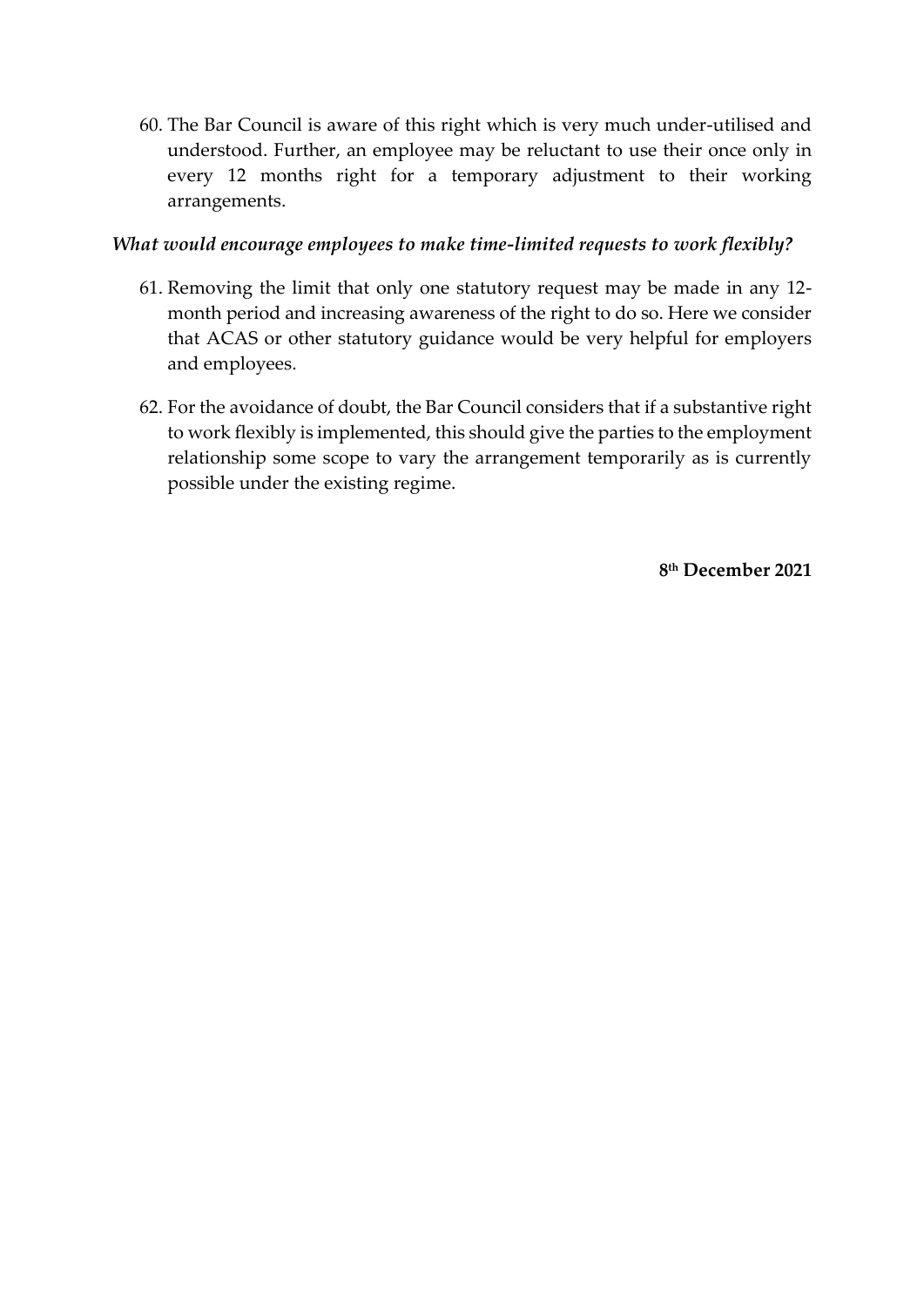60. The Bar Council is aware of this right which is very much under-utilised and understood. Further, an employee may be reluctant to use their once only in every 12 months right for a temporary adjustment to their working arrangements.

***What would encourage employees to make time-limited requests to work flexibly?***

61. Removing the limit that only one statutory request may be made in any 12-month period and increasing awareness of the right to do so. Here we consider that ACAS or other statutory guidance would be very helpful for employers and employees.

62. For the avoidance of doubt, the Bar Council considers that if a substantive right to work flexibly is implemented, this should give the parties to the employment relationship some scope to vary the arrangement temporarily as is currently possible under the existing regime.

**8th December 2021**